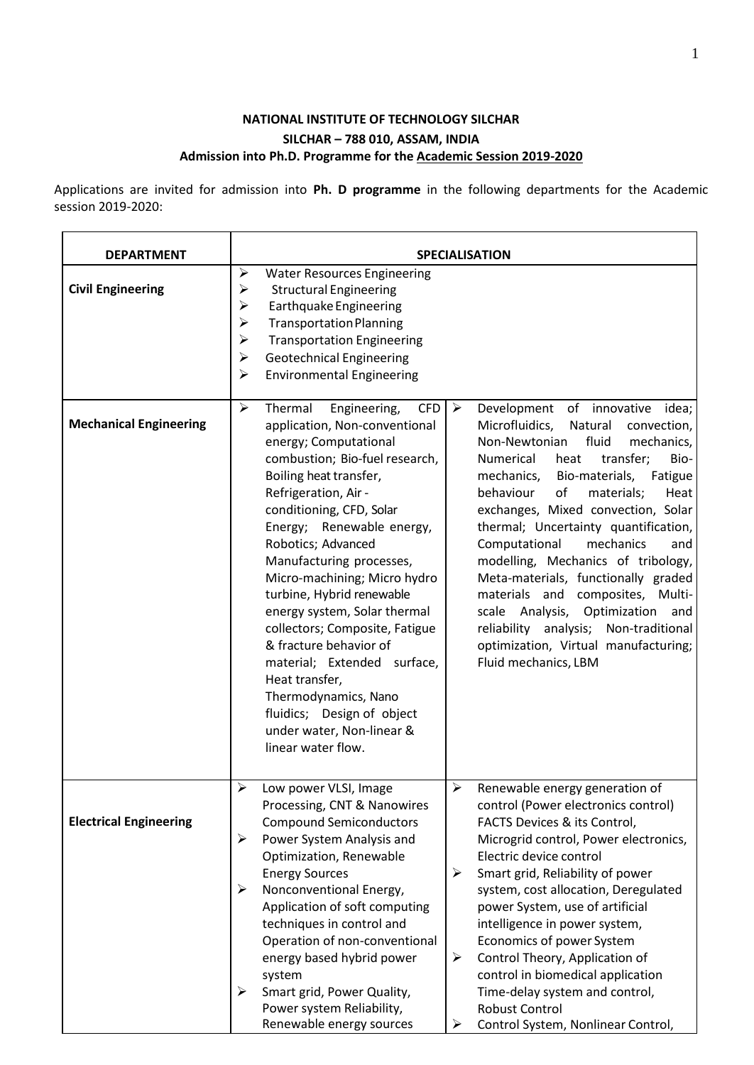**NATIONAL INSTITUTE OF TECHNOLOGY SILCHAR**

**SILCHAR – 788 010, ASSAM, INDIA**

**Admission into Ph.D. Programme for the Academic Session 2019-2020**

Applications are invited for admission into **Ph. D programme** in the following departments for the Academic session 2019-2020:

| DEPARTMENT | SPECIALISATION | |
|---|---|---|
| **Civil Engineering** | ➢ Water Resources Engineering<br>➢ Structural Engineering<br>➢ Earthquake Engineering<br>➢ Transportation Planning<br>➢ Transportation Engineering<br>➢ Geotechnical Engineering<br>➢ Environmental Engineering | |
| **Mechanical Engineering** | ➢ Thermal Engineering, CFD application, Non-conventional energy; Computational combustion; Bio-fuel research, Boiling heat transfer, Refrigeration, Air - conditioning, CFD, Solar Energy; Renewable energy, Robotics; Advanced Manufacturing processes, Micro-machining; Micro hydro turbine, Hybrid renewable energy system, Solar thermal collectors; Composite, Fatigue & fracture behavior of material; Extended surface, Heat transfer, Thermodynamics, Nano fluidics; Design of object under water, Non-linear & linear water flow. | ➢ Development of innovative idea; Microfluidics, Natural convection, Non-Newtonian fluid mechanics, Numerical heat transfer; Bio-mechanics, Bio-materials, Fatigue behaviour of materials; Heat exchanges, Mixed convection, Solar thermal; Uncertainty quantification, Computational mechanics and modelling, Mechanics of tribology, Meta-materials, functionally graded materials and composites, Multi-scale Analysis, Optimization and reliability analysis; Non-traditional optimization, Virtual manufacturing; Fluid mechanics, LBM |
| **Electrical Engineering** | ➢ Low power VLSI, Image Processing, CNT & Nanowires Compound Semiconductors<br>➢ Power System Analysis and Optimization, Renewable Energy Sources<br>➢ Nonconventional Energy, Application of soft computing techniques in control and Operation of non-conventional energy based hybrid power system<br>➢ Smart grid, Power Quality, Power system Reliability, Renewable energy sources | ➢ Renewable energy generation of control (Power electronics control) FACTS Devices & its Control, Microgrid control, Power electronics, Electric device control<br>➢ Smart grid, Reliability of power system, cost allocation, Deregulated power System, use of artificial intelligence in power system, Economics of power System<br>➢ Control Theory, Application of control in biomedical application Time-delay system and control, Robust Control<br>➢ Control System, Nonlinear Control, |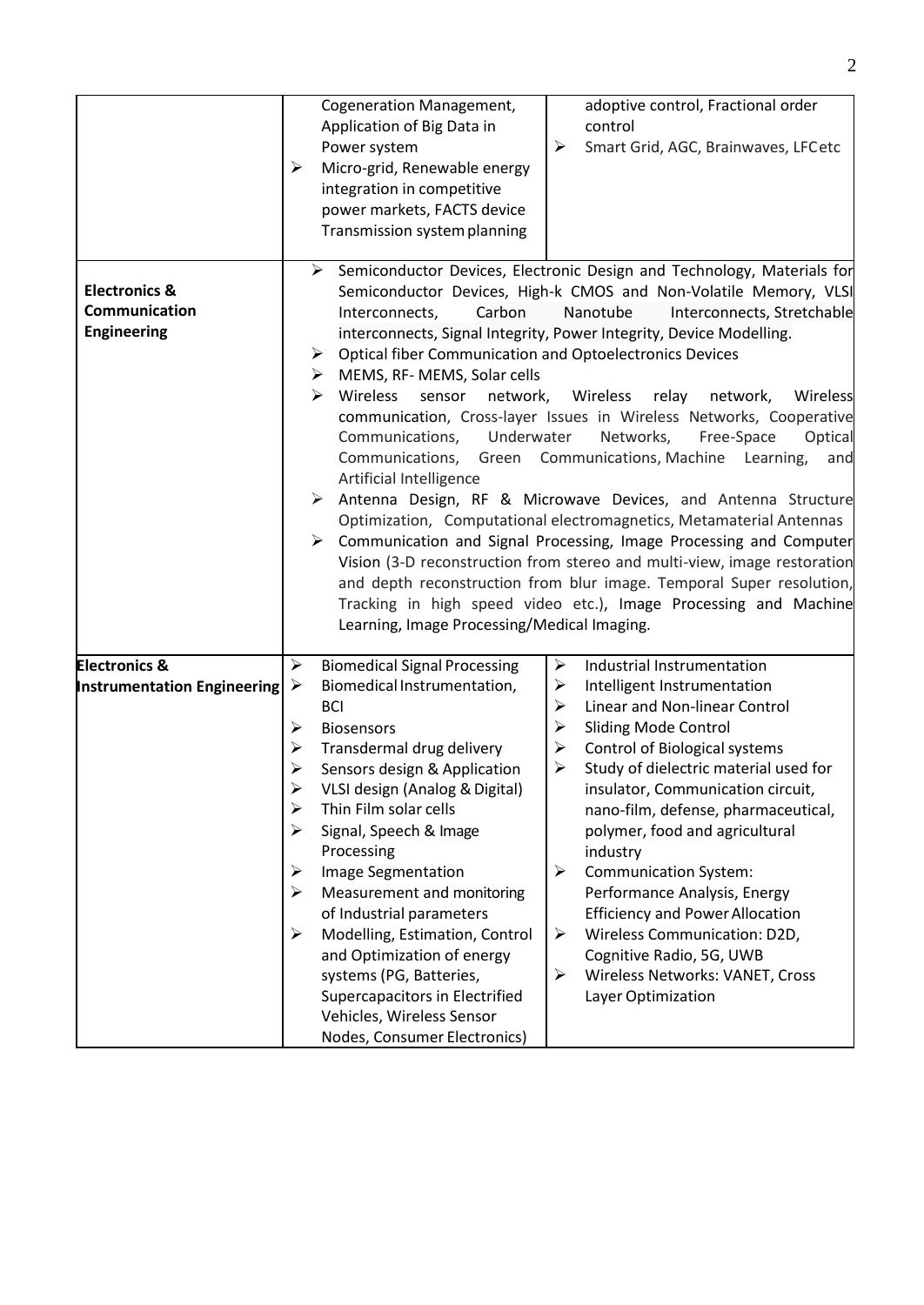| | | |
|---|---|---|
| | Cogeneration Management, Application of Big Data in Power system<br>➢ Micro-grid, Renewable energy integration in competitive power markets, FACTS device Transmission system planning | adoptive control, Fractional order control<br>➢ Smart Grid, AGC, Brainwaves, LFC etc |
| **Electronics & Communication Engineering** | ➢ Semiconductor Devices, Electronic Design and Technology, Materials for Semiconductor Devices, High-k CMOS and Non-Volatile Memory, VLSI Interconnects, Carbon Nanotube Interconnects, Stretchable interconnects, Signal Integrity, Power Integrity, Device Modelling.<br>➢ Optical fiber Communication and Optoelectronics Devices<br>➢ MEMS, RF- MEMS, Solar cells<br>➢ Wireless sensor network, Wireless relay network, Wireless communication, Cross-layer Issues in Wireless Networks, Cooperative Communications, Underwater Networks, Free-Space Optical Communications, Green Communications, Machine Learning, and Artificial Intelligence<br>➢ Antenna Design, RF & Microwave Devices, and Antenna Structure Optimization, Computational electromagnetics, Metamaterial Antennas<br>➢ Communication and Signal Processing, Image Processing and Computer Vision (3-D reconstruction from stereo and multi-view, image restoration and depth reconstruction from blur image. Temporal Super resolution, Tracking in high speed video etc.), Image Processing and Machine Learning, Image Processing/Medical Imaging. | |
| **Electronics & Instrumentation Engineering** | ➢ Biomedical Signal Processing<br>➢ Biomedical Instrumentation, BCI<br>➢ Biosensors<br>➢ Transdermal drug delivery<br>➢ Sensors design & Application<br>➢ VLSI design (Analog & Digital)<br>➢ Thin Film solar cells<br>➢ Signal, Speech & Image Processing<br>➢ Image Segmentation<br>➢ Measurement and monitoring of Industrial parameters<br>➢ Modelling, Estimation, Control and Optimization of energy systems (PG, Batteries, Supercapacitors in Electrified Vehicles, Wireless Sensor Nodes, Consumer Electronics) | ➢ Industrial Instrumentation<br>➢ Intelligent Instrumentation<br>➢ Linear and Non-linear Control<br>➢ Sliding Mode Control<br>➢ Control of Biological systems<br>➢ Study of dielectric material used for insulator, Communication circuit, nano-film, defense, pharmaceutical, polymer, food and agricultural industry<br>➢ Communication System: Performance Analysis, Energy Efficiency and Power Allocation<br>➢ Wireless Communication: D2D, Cognitive Radio, 5G, UWB<br>➢ Wireless Networks: VANET, Cross Layer Optimization |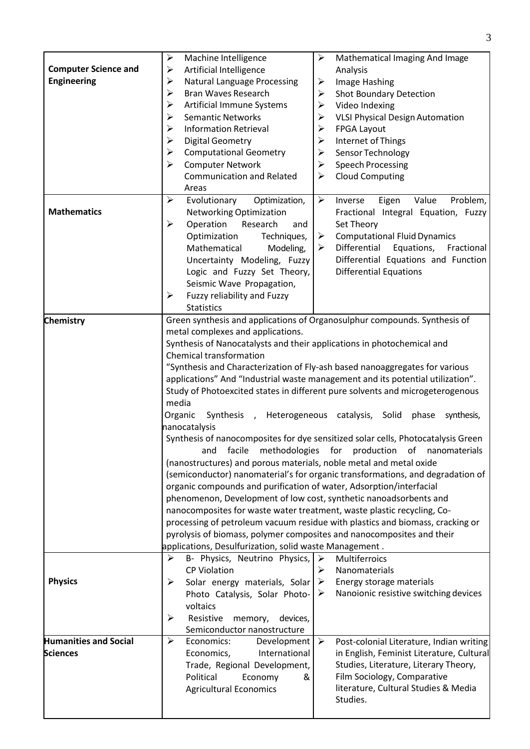| | | |
|---|---|---|
| **Computer Science and Engineering** | ➢ Machine Intelligence<br>➢ Artificial Intelligence<br>➢ Natural Language Processing<br>➢ Bran Waves Research<br>➢ Artificial Immune Systems<br>➢ Semantic Networks<br>➢ Information Retrieval<br>➢ Digital Geometry<br>➢ Computational Geometry<br>➢ Computer Network Communication and Related Areas | ➢ Mathematical Imaging And Image Analysis<br>➢ Image Hashing<br>➢ Shot Boundary Detection<br>➢ Video Indexing<br>➢ VLSI Physical Design Automation<br>➢ FPGA Layout<br>➢ Internet of Things<br>➢ Sensor Technology<br>➢ Speech Processing<br>➢ Cloud Computing |
| **Mathematics** | ➢ Evolutionary Optimization, Networking Optimization<br>➢ Operation Research and Optimization Techniques, Mathematical Modeling, Uncertainty Modeling, Fuzzy Logic and Fuzzy Set Theory, Seismic Wave Propagation,<br>➢ Fuzzy reliability and Fuzzy Statistics | ➢ Inverse Eigen Value Problem, Fractional Integral Equation, Fuzzy Set Theory<br>➢ Computational Fluid Dynamics<br>➢ Differential Equations, Fractional Differential Equations and Function Differential Equations |
| **Chemistry** | Green synthesis and applications of Organosulphur compounds. Synthesis of metal complexes and applications.<br>Synthesis of Nanocatalysts and their applications in photochemical and Chemical transformation<br>"Synthesis and Characterization of Fly-ash based nanoaggregates for various applications" And "Industrial waste management and its potential utilization".<br>Study of Photoexcited states in different pure solvents and microgeterogenous media<br>Organic Synthesis , Heterogeneous catalysis, Solid phase synthesis, nanocatalysis<br>Synthesis of nanocomposites for dye sensitized solar cells, Photocatalysis Green and facile methodologies for production of nanomaterials (nanostructures) and porous materials, noble metal and metal oxide (semiconductor) nanomaterial's for organic transformations, and degradation of organic compounds and purification of water, Adsorption/interfacial phenomenon, Development of low cost, synthetic nanoadsorbents and nanocomposites for waste water treatment, waste plastic recycling, Co-processing of petroleum vacuum residue with plastics and biomass, cracking or pyrolysis of biomass, polymer composites and nanocomposites and their applications, Desulfurization, solid waste Management . | |
| **Physics** | ➢ B- Physics, Neutrino Physics, CP Violation<br>➢ Solar energy materials, Solar Photo Catalysis, Solar Photo-voltaics<br>➢ Resistive memory, devices, Semiconductor nanostructure | ➢ Multiferroics<br>➢ Nanomaterials<br>➢ Energy storage materials<br>➢ Nanoionic resistive switching devices |
| **Humanities and Social Sciences** | ➢ Economics: Development Economics, International Trade, Regional Development, Political Economy & Agricultural Economics | ➢ Post-colonial Literature, Indian writing in English, Feminist Literature, Cultural Studies, Literature, Literary Theory, Film Sociology, Comparative literature, Cultural Studies & Media Studies. |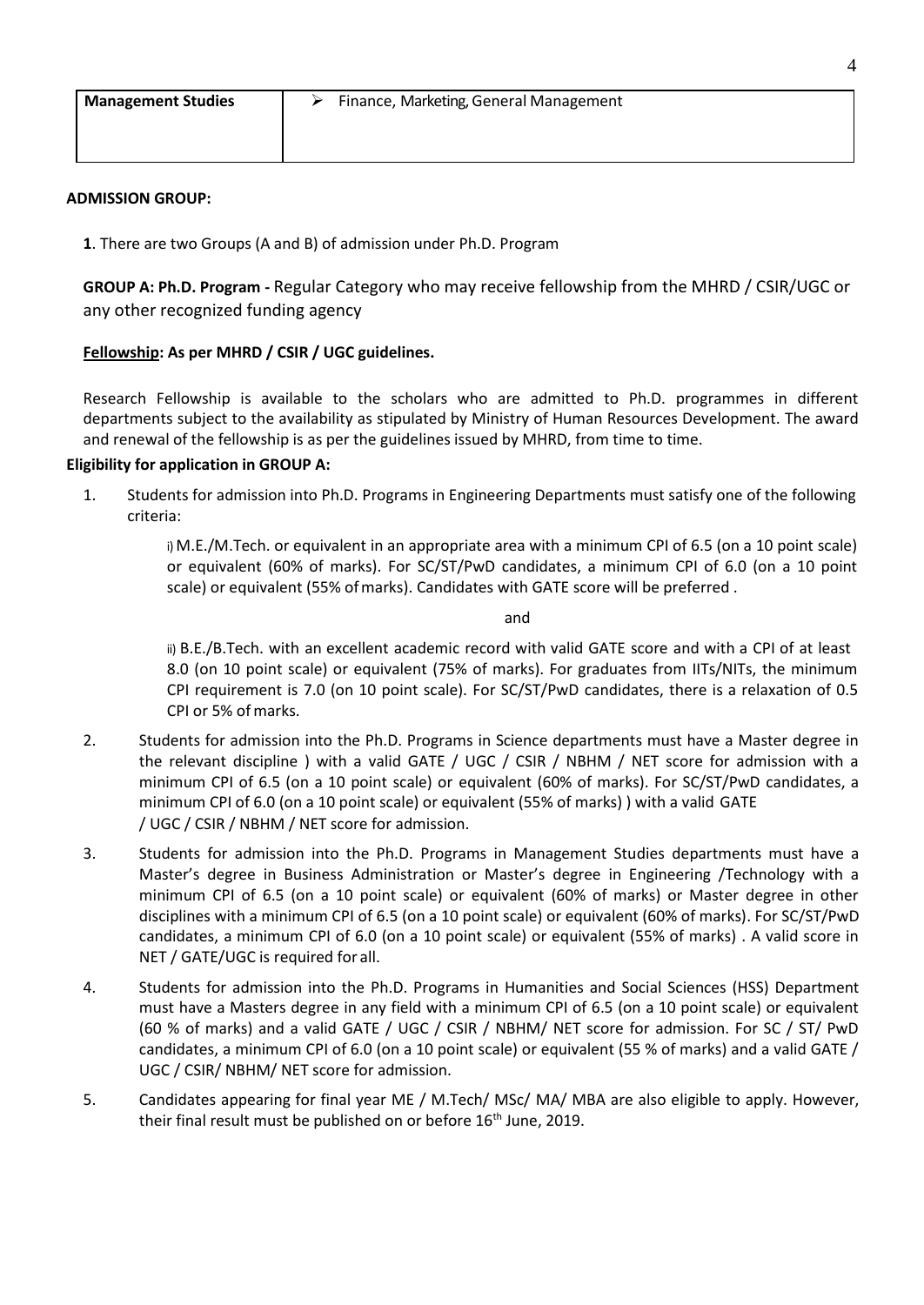| Management Studies | ➢ Finance, Marketing, General Management |
|---|---|

**ADMISSION GROUP:**

**1**. There are two Groups (A and B) of admission under Ph.D. Program

**GROUP A: Ph.D. Program -** Regular Category who may receive fellowship from the MHRD / CSIR/UGC or any other recognized funding agency

**Fellowship: As per MHRD / CSIR / UGC guidelines.**

Research Fellowship is available to the scholars who are admitted to Ph.D. programmes in different departments subject to the availability as stipulated by Ministry of Human Resources Development. The award and renewal of the fellowship is as per the guidelines issued by MHRD, from time to time.

**Eligibility for application in GROUP A:**

1. Students for admission into Ph.D. Programs in Engineering Departments must satisfy one of the following criteria:

   i) M.E./M.Tech. or equivalent in an appropriate area with a minimum CPI of 6.5 (on a 10 point scale) or equivalent (60% of marks). For SC/ST/PwD candidates, a minimum CPI of 6.0 (on a 10 point scale) or equivalent (55% of marks). Candidates with GATE score will be preferred .

   and

   ii) B.E./B.Tech. with an excellent academic record with valid GATE score and with a CPI of at least 8.0 (on 10 point scale) or equivalent (75% of marks). For graduates from IITs/NITs, the minimum CPI requirement is 7.0 (on 10 point scale). For SC/ST/PwD candidates, there is a relaxation of 0.5 CPI or 5% of marks.

2. Students for admission into the Ph.D. Programs in Science departments must have a Master degree in the relevant discipline ) with a valid GATE / UGC / CSIR / NBHM / NET score for admission with a minimum CPI of 6.5 (on a 10 point scale) or equivalent (60% of marks). For SC/ST/PwD candidates, a minimum CPI of 6.0 (on a 10 point scale) or equivalent (55% of marks) ) with a valid GATE / UGC / CSIR / NBHM / NET score for admission.

3. Students for admission into the Ph.D. Programs in Management Studies departments must have a Master's degree in Business Administration or Master's degree in Engineering /Technology with a minimum CPI of 6.5 (on a 10 point scale) or equivalent (60% of marks) or Master degree in other disciplines with a minimum CPI of 6.5 (on a 10 point scale) or equivalent (60% of marks). For SC/ST/PwD candidates, a minimum CPI of 6.0 (on a 10 point scale) or equivalent (55% of marks) . A valid score in NET / GATE/UGC is required for all.

4. Students for admission into the Ph.D. Programs in Humanities and Social Sciences (HSS) Department must have a Masters degree in any field with a minimum CPI of 6.5 (on a 10 point scale) or equivalent (60 % of marks) and a valid GATE / UGC / CSIR / NBHM/ NET score for admission. For SC / ST/ PwD candidates, a minimum CPI of 6.0 (on a 10 point scale) or equivalent (55 % of marks) and a valid GATE / UGC / CSIR/ NBHM/ NET score for admission.

5. Candidates appearing for final year ME / M.Tech/ MSc/ MA/ MBA are also eligible to apply. However, their final result must be published on or before 16th June, 2019.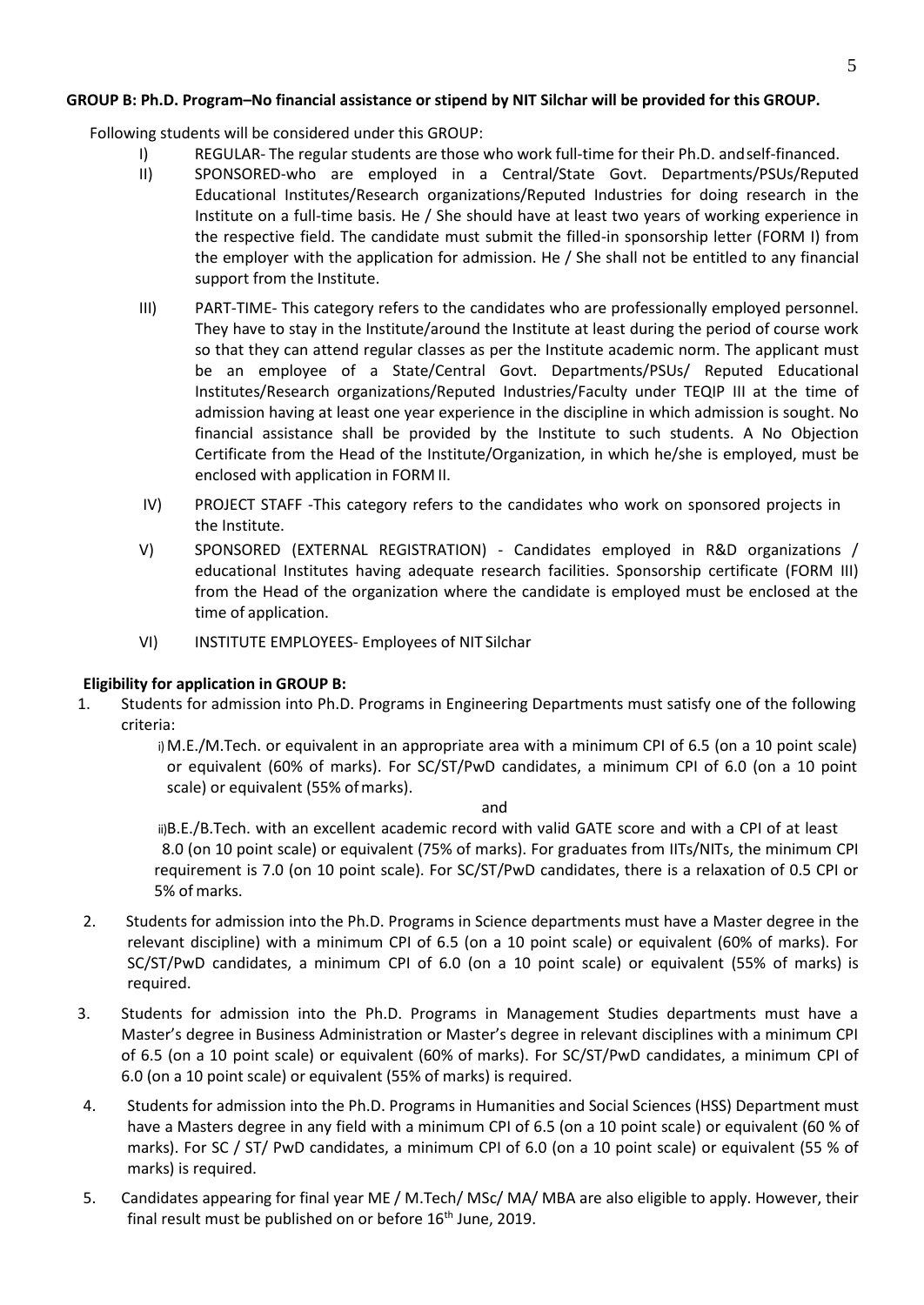**GROUP B: Ph.D. Program–No financial assistance or stipend by NIT Silchar will be provided for this GROUP.**

Following students will be considered under this GROUP:

- I) REGULAR- The regular students are those who work full-time for their Ph.D. andself-financed.
- II) SPONSORED-who are employed in a Central/State Govt. Departments/PSUs/Reputed Educational Institutes/Research organizations/Reputed Industries for doing research in the Institute on a full-time basis. He / She should have at least two years of working experience in the respective field. The candidate must submit the filled-in sponsorship letter (FORM I) from the employer with the application for admission. He / She shall not be entitled to any financial support from the Institute.
- III) PART-TIME- This category refers to the candidates who are professionally employed personnel. They have to stay in the Institute/around the Institute at least during the period of course work so that they can attend regular classes as per the Institute academic norm. The applicant must be an employee of a State/Central Govt. Departments/PSUs/ Reputed Educational Institutes/Research organizations/Reputed Industries/Faculty under TEQIP III at the time of admission having at least one year experience in the discipline in which admission is sought. No financial assistance shall be provided by the Institute to such students. A No Objection Certificate from the Head of the Institute/Organization, in which he/she is employed, must be enclosed with application in FORM II.
- IV) PROJECT STAFF -This category refers to the candidates who work on sponsored projects in the Institute.
- V) SPONSORED (EXTERNAL REGISTRATION) - Candidates employed in R&D organizations / educational Institutes having adequate research facilities. Sponsorship certificate (FORM III) from the Head of the organization where the candidate is employed must be enclosed at the time of application.
- VI) INSTITUTE EMPLOYEES- Employees of NIT Silchar

**Eligibility for application in GROUP B:**

1. Students for admission into Ph.D. Programs in Engineering Departments must satisfy one of the following criteria:

   i) M.E./M.Tech. or equivalent in an appropriate area with a minimum CPI of 6.5 (on a 10 point scale) or equivalent (60% of marks). For SC/ST/PwD candidates, a minimum CPI of 6.0 (on a 10 point scale) or equivalent (55% of marks).

   and

   ii) B.E./B.Tech. with an excellent academic record with valid GATE score and with a CPI of at least 8.0 (on 10 point scale) or equivalent (75% of marks). For graduates from IITs/NITs, the minimum CPI requirement is 7.0 (on 10 point scale). For SC/ST/PwD candidates, there is a relaxation of 0.5 CPI or 5% of marks.

2. Students for admission into the Ph.D. Programs in Science departments must have a Master degree in the relevant discipline) with a minimum CPI of 6.5 (on a 10 point scale) or equivalent (60% of marks). For SC/ST/PwD candidates, a minimum CPI of 6.0 (on a 10 point scale) or equivalent (55% of marks) is required.

3. Students for admission into the Ph.D. Programs in Management Studies departments must have a Master's degree in Business Administration or Master's degree in relevant disciplines with a minimum CPI of 6.5 (on a 10 point scale) or equivalent (60% of marks). For SC/ST/PwD candidates, a minimum CPI of 6.0 (on a 10 point scale) or equivalent (55% of marks) is required.

4. Students for admission into the Ph.D. Programs in Humanities and Social Sciences (HSS) Department must have a Masters degree in any field with a minimum CPI of 6.5 (on a 10 point scale) or equivalent (60 % of marks). For SC / ST/ PwD candidates, a minimum CPI of 6.0 (on a 10 point scale) or equivalent (55 % of marks) is required.

5. Candidates appearing for final year ME / M.Tech/ MSc/ MA/ MBA are also eligible to apply. However, their final result must be published on or before 16th June, 2019.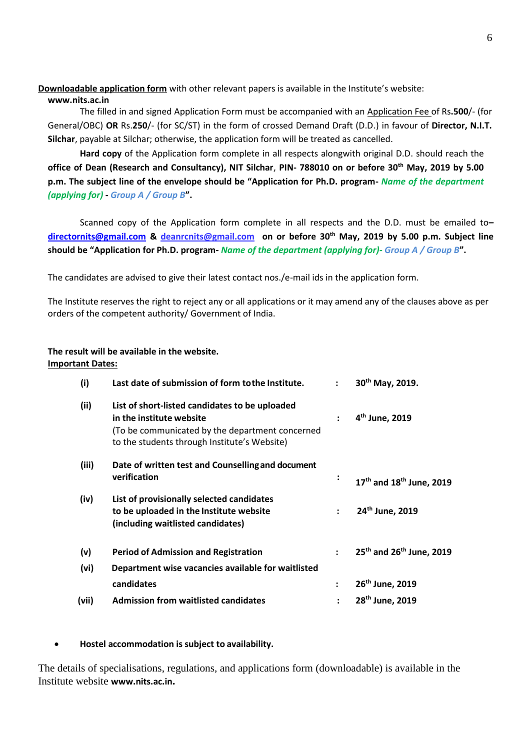**Downloadable application form** with other relevant papers is available in the Institute's website: **www.nits.ac.in**

The filled in and signed Application Form must be accompanied with an Application Fee of Rs.**500**/- (for General/OBC) **OR** Rs.**250**/- (for SC/ST) in the form of crossed Demand Draft (D.D.) in favour of **Director, N.I.T. Silchar**, payable at Silchar; otherwise, the application form will be treated as cancelled.

**Hard copy** of the Application form complete in all respects alongwith original D.D. should reach the **office of Dean (Research and Consultancy), NIT Silchar**, **PIN- 788010 on or before 30th May, 2019 by 5.00 p.m. The subject line of the envelope should be "Application for Ph.D. program-** ***Name of the department (applying for)*** **-** ***Group A / Group B*****".**

Scanned copy of the Application form complete in all respects and the D.D. must be emailed to– **directornits@gmail.com** **&** **deanrcnits@gmail.com** **on or before 30th May, 2019 by 5.00 p.m. Subject line should be "Application for Ph.D. program-** ***Name of the department (applying for)- Group A / Group B*****".**

The candidates are advised to give their latest contact nos./e-mail ids in the application form.

The Institute reserves the right to reject any or all applications or it may amend any of the clauses above as per orders of the competent authority/ Government of India.

**The result will be available in the website.**

**Important Dates:**

| | | | |
|---|---|---|---|
| **(i)** | **Last date of submission of form to the Institute.** | **:** | **30th May, 2019.** |
| **(ii)** | **List of short-listed candidates to be uploaded in the institute website** (To be communicated by the department concerned to the students through Institute's Website) | **:** | **4th June, 2019** |
| **(iii)** | **Date of written test and Counselling and document verification** | **:** | **17th and 18th June, 2019** |
| **(iv)** | **List of provisionally selected candidates to be uploaded in the Institute website (including waitlisted candidates)** | **:** | **24th June, 2019** |
| **(v)** | **Period of Admission and Registration** | **:** | **25th and 26th June, 2019** |
| **(vi)** | **Department wise vacancies available for waitlisted candidates** | **:** | **26th June, 2019** |
| **(vii)** | **Admission from waitlisted candidates** | **:** | **28th June, 2019** |

- **Hostel accommodation is subject to availability.**

The details of specialisations, regulations, and applications form (downloadable) is available in the Institute website **www.nits.ac.in.**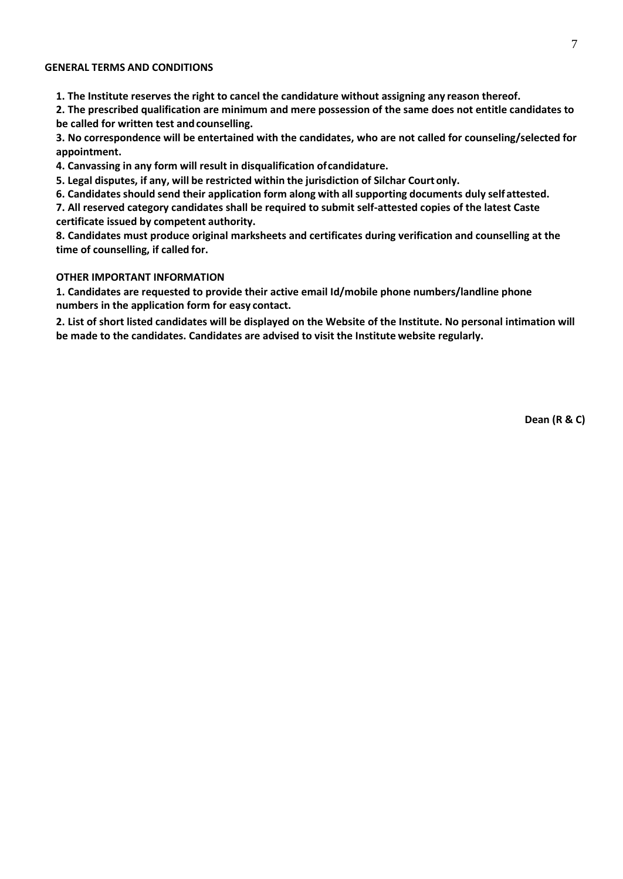**GENERAL TERMS AND CONDITIONS**

**1. The Institute reserves the right to cancel the candidature without assigning any reason thereof.**

**2. The prescribed qualification are minimum and mere possession of the same does not entitle candidates to be called for written test and counselling.**

**3. No correspondence will be entertained with the candidates, who are not called for counseling/selected for appointment.**

**4. Canvassing in any form will result in disqualification of candidature.**

**5. Legal disputes, if any, will be restricted within the jurisdiction of Silchar Court only.**

**6. Candidates should send their application form along with all supporting documents duly self attested.**

**7. All reserved category candidates shall be required to submit self-attested copies of the latest Caste certificate issued by competent authority.**

**8. Candidates must produce original marksheets and certificates during verification and counselling at the time of counselling, if called for.**

**OTHER IMPORTANT INFORMATION**

**1. Candidates are requested to provide their active email Id/mobile phone numbers/landline phone numbers in the application form for easy contact.**

**2. List of short listed candidates will be displayed on the Website of the Institute. No personal intimation will be made to the candidates. Candidates are advised to visit the Institute website regularly.**

**Dean (R & C)**